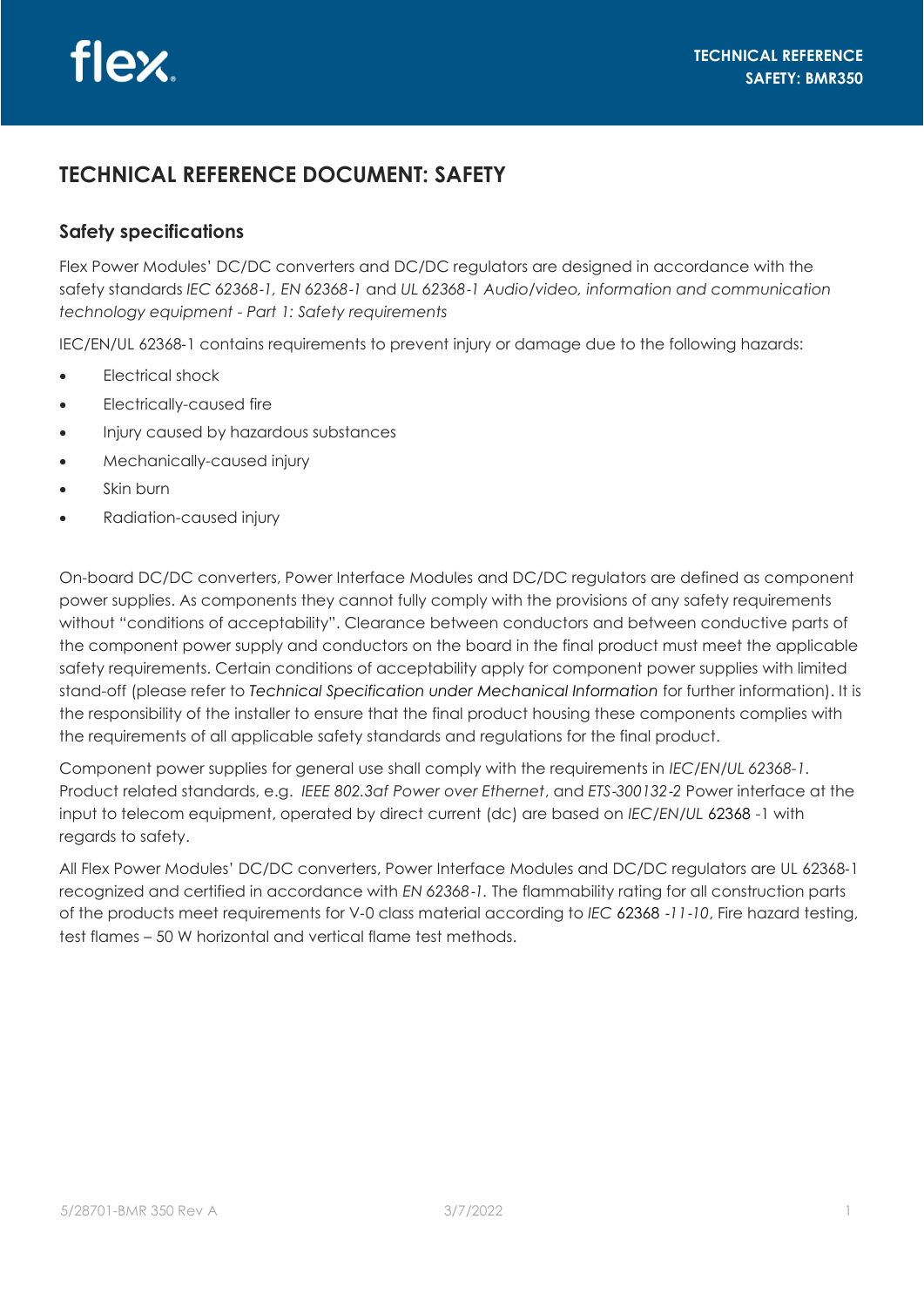# TECHNICAL REFERENCE DOCUMENT: SAFETY

## Safety specifications

Flex Power Modules' DC/DC converters and DC/DC regulators are designed in accordance with the safety standards *IEC 62368-1, EN 62368-1* and *UL 62368-1 Audio/video, information and communication technology equipment - Part 1: Safety requirements*

IEC/EN/UL 62368-1 contains requirements to prevent injury or damage due to the following hazards:

- Electrical shock
- Electrically-caused fire
- Injury caused by hazardous substances
- Mechanically-caused injury
- Skin burn
- Radiation-caused injury

On-board DC/DC converters, Power Interface Modules and DC/DC regulators are defined as component power supplies. As components they cannot fully comply with the provisions of any safety requirements without "conditions of acceptability". Clearance between conductors and between conductive parts of the component power supply and conductors on the board in the final product must meet the applicable safety requirements. Certain conditions of acceptability apply for component power supplies with limited stand-off (please refer to *Technical Specification under Mechanical Information* for further information). It is the responsibility of the installer to ensure that the final product housing these components complies with the requirements of all applicable safety standards and regulations for the final product.

Component power supplies for general use shall comply with the requirements in *IEC/EN/UL 62368-1*. Product related standards, e.g. *IEEE 802.3af Power over Ethernet*, and *ETS-300132-2* Power interface at the input to telecom equipment, operated by direct current (dc) are based on *IEC/EN/UL* 62368 -1 with regards to safety.

All Flex Power Modules' DC/DC converters, Power Interface Modules and DC/DC regulators are UL 62368-1 recognized and certified in accordance with *EN 62368-1*. The flammability rating for all construction parts of the products meet requirements for V-0 class material according to *IEC* 62368 *-11-10*, Fire hazard testing, test flames – 50 W horizontal and vertical flame test methods.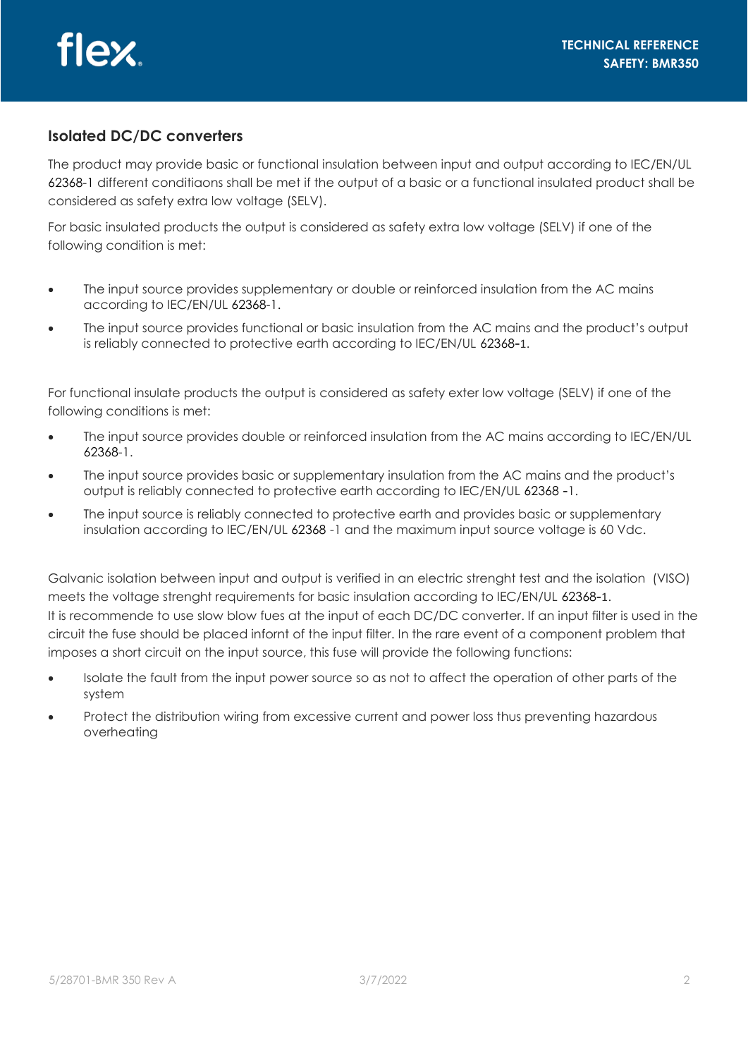## Isolated DC/DC converters

The product may provide basic or functional insulation between input and output according to IEC/EN/UL 62368-1 different conditiaons shall be met if the output of a basic or a functional insulated product shall be considered as safety extra low voltage (SELV).

For basic insulated products the output is considered as safety extra low voltage (SELV) if one of the following condition is met:

- The input source provides supplementary or double or reinforced insulation from the AC mains according to IEC/EN/UL 62368-1.
- The input source provides functional or basic insulation from the AC mains and the product's output is reliably connected to protective earth according to IEC/EN/UL 62368-1.

For functional insulate products the output is considered as safety exter low voltage (SELV) if one of the following conditions is met:

- The input source provides double or reinforced insulation from the AC mains according to IEC/EN/UL 62368-1.
- The input source provides basic or supplementary insulation from the AC mains and the product's output is reliably connected to protective earth according to IEC/EN/UL 62368 -1.
- The input source is reliably connected to protective earth and provides basic or supplementary insulation according to IEC/EN/UL 62368 -1 and the maximum input source voltage is 60 Vdc.

Galvanic isolation between input and output is verified in an electric strenght test and the isolation (VISO) meets the voltage strenght requirements for basic insulation according to IEC/EN/UL 62368-1.
It is recommende to use slow blow fues at the input of each DC/DC converter. If an input filter is used in the circuit the fuse should be placed infornt of the input filter. In the rare event of a component problem that imposes a short circuit on the input source, this fuse will provide the following functions:

- Isolate the fault from the input power source so as not to affect the operation of other parts of the system
- Protect the distribution wiring from excessive current and power loss thus preventing hazardous overheating